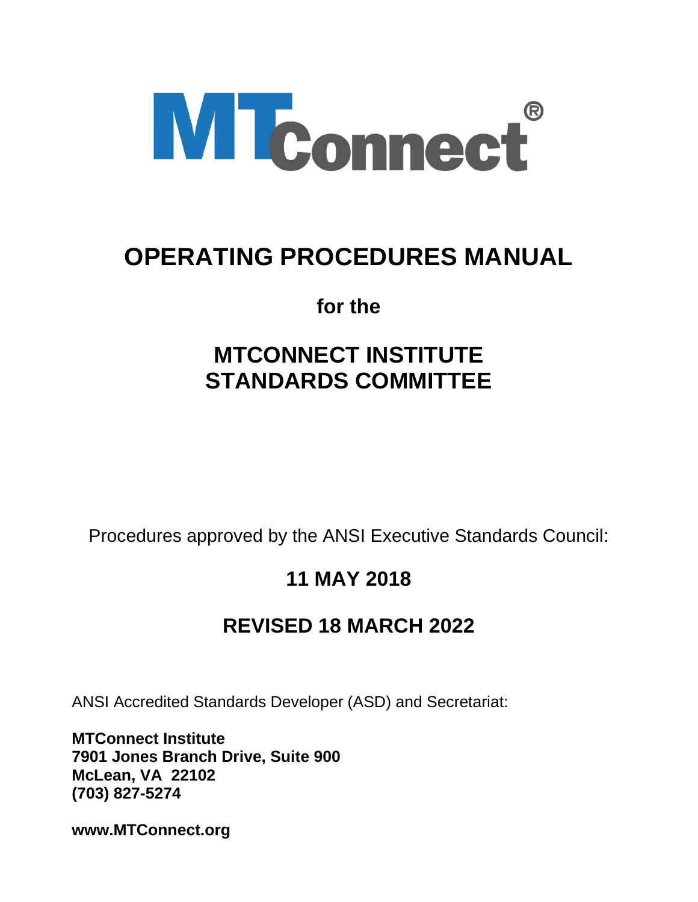MTConnect®

# OPERATING PROCEDURES MANUAL

**for the**

## MTCONNECT INSTITUTE STANDARDS COMMITTEE

Procedures approved by the ANSI Executive Standards Council:

**11 MAY 2018**

**REVISED 18 MARCH 2022**

ANSI Accredited Standards Developer (ASD) and Secretariat:

**MTConnect Institute**
**7901 Jones Branch Drive, Suite 900**
**McLean, VA 22102**
**(703) 827-5274**

**www.MTConnect.org**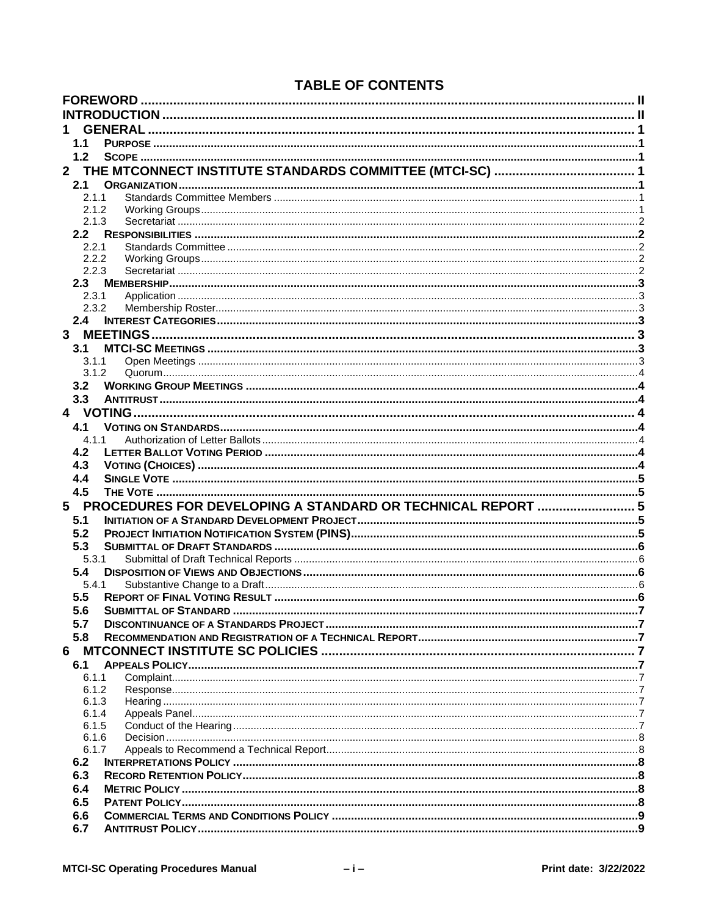# TABLE OF CONTENTS

FOREWORD ..... II

INTRODUCTION ..... II

1 GENERAL ..... 1

- 1.1 PURPOSE ..... 1
- 1.2 SCOPE ..... 1

2 THE MTCONNECT INSTITUTE STANDARDS COMMITTEE (MTCI-SC) ..... 1

- 2.1 ORGANIZATION ..... 1
  - 2.1.1 Standards Committee Members ..... 1
  - 2.1.2 Working Groups ..... 1
  - 2.1.3 Secretariat ..... 2
- 2.2 RESPONSIBILITIES ..... 2
  - 2.2.1 Standards Committee ..... 2
  - 2.2.2 Working Groups ..... 2
  - 2.2.3 Secretariat ..... 2
- 2.3 MEMBERSHIP ..... 3
  - 2.3.1 Application ..... 3
  - 2.3.2 Membership Roster ..... 3
- 2.4 INTEREST CATEGORIES ..... 3

3 MEETINGS ..... 3

- 3.1 MTCI-SC MEETINGS ..... 3
  - 3.1.1 Open Meetings ..... 3
  - 3.1.2 Quorum ..... 4
- 3.2 WORKING GROUP MEETINGS ..... 4
- 3.3 ANTITRUST ..... 4

4 VOTING ..... 4

- 4.1 VOTING ON STANDARDS ..... 4
  - 4.1.1 Authorization of Letter Ballots ..... 4
- 4.2 LETTER BALLOT VOTING PERIOD ..... 4
- 4.3 VOTING (CHOICES) ..... 4
- 4.4 SINGLE VOTE ..... 5
- 4.5 THE VOTE ..... 5

5 PROCEDURES FOR DEVELOPING A STANDARD OR TECHNICAL REPORT ..... 5

- 5.1 INITIATION OF A STANDARD DEVELOPMENT PROJECT ..... 5
- 5.2 PROJECT INITIATION NOTIFICATION SYSTEM (PINS) ..... 5
- 5.3 SUBMITTAL OF DRAFT STANDARDS ..... 6
  - 5.3.1 Submittal of Draft Technical Reports ..... 6
- 5.4 DISPOSITION OF VIEWS AND OBJECTIONS ..... 6
  - 5.4.1 Substantive Change to a Draft ..... 6
- 5.5 REPORT OF FINAL VOTING RESULT ..... 6
- 5.6 SUBMITTAL OF STANDARD ..... 7
- 5.7 DISCONTINUANCE OF A STANDARDS PROJECT ..... 7
- 5.8 RECOMMENDATION AND REGISTRATION OF A TECHNICAL REPORT ..... 7

6 MTCONNECT INSTITUTE SC POLICIES ..... 7

- 6.1 APPEALS POLICY ..... 7
  - 6.1.1 Complaint ..... 7
  - 6.1.2 Response ..... 7
  - 6.1.3 Hearing ..... 7
  - 6.1.4 Appeals Panel ..... 7
  - 6.1.5 Conduct of the Hearing ..... 7
  - 6.1.6 Decision ..... 8
  - 6.1.7 Appeals to Recommend a Technical Report ..... 8
- 6.2 INTERPRETATIONS POLICY ..... 8
- 6.3 RECORD RETENTION POLICY ..... 8
- 6.4 METRIC POLICY ..... 8
- 6.5 PATENT POLICY ..... 8
- 6.6 COMMERCIAL TERMS AND CONDITIONS POLICY ..... 9
- 6.7 ANTITRUST POLICY ..... 9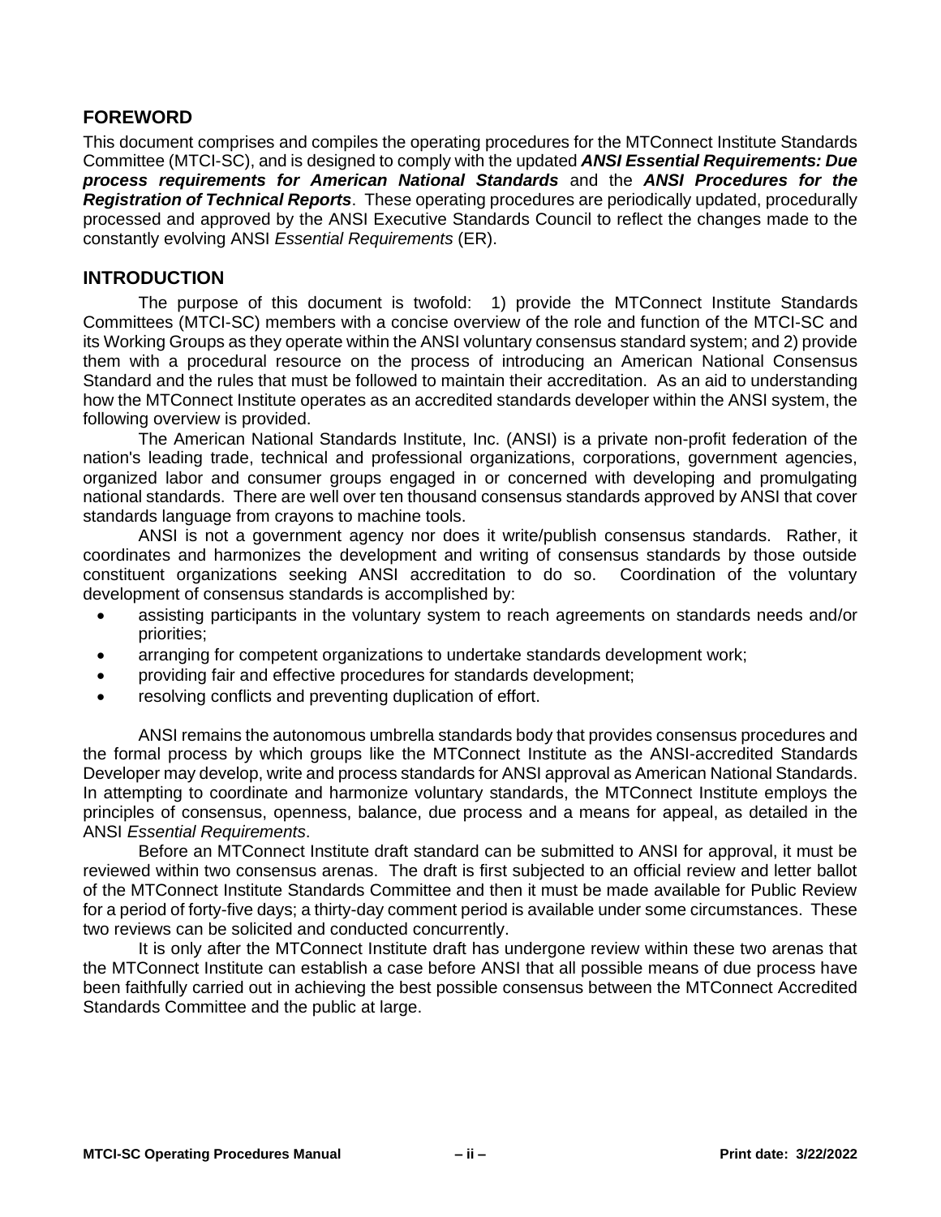## FOREWORD

This document comprises and compiles the operating procedures for the MTConnect Institute Standards Committee (MTCI-SC), and is designed to comply with the updated ***ANSI Essential Requirements: Due process requirements for American National Standards*** and the ***ANSI Procedures for the Registration of Technical Reports***. These operating procedures are periodically updated, procedurally processed and approved by the ANSI Executive Standards Council to reflect the changes made to the constantly evolving ANSI *Essential Requirements* (ER).

## INTRODUCTION

The purpose of this document is twofold: 1) provide the MTConnect Institute Standards Committees (MTCI-SC) members with a concise overview of the role and function of the MTCI-SC and its Working Groups as they operate within the ANSI voluntary consensus standard system; and 2) provide them with a procedural resource on the process of introducing an American National Consensus Standard and the rules that must be followed to maintain their accreditation. As an aid to understanding how the MTConnect Institute operates as an accredited standards developer within the ANSI system, the following overview is provided.

The American National Standards Institute, Inc. (ANSI) is a private non-profit federation of the nation's leading trade, technical and professional organizations, corporations, government agencies, organized labor and consumer groups engaged in or concerned with developing and promulgating national standards. There are well over ten thousand consensus standards approved by ANSI that cover standards language from crayons to machine tools.

ANSI is not a government agency nor does it write/publish consensus standards. Rather, it coordinates and harmonizes the development and writing of consensus standards by those outside constituent organizations seeking ANSI accreditation to do so. Coordination of the voluntary development of consensus standards is accomplished by:

- assisting participants in the voluntary system to reach agreements on standards needs and/or priorities;
- arranging for competent organizations to undertake standards development work;
- providing fair and effective procedures for standards development;
- resolving conflicts and preventing duplication of effort.

ANSI remains the autonomous umbrella standards body that provides consensus procedures and the formal process by which groups like the MTConnect Institute as the ANSI-accredited Standards Developer may develop, write and process standards for ANSI approval as American National Standards. In attempting to coordinate and harmonize voluntary standards, the MTConnect Institute employs the principles of consensus, openness, balance, due process and a means for appeal, as detailed in the ANSI *Essential Requirements*.

Before an MTConnect Institute draft standard can be submitted to ANSI for approval, it must be reviewed within two consensus arenas. The draft is first subjected to an official review and letter ballot of the MTConnect Institute Standards Committee and then it must be made available for Public Review for a period of forty-five days; a thirty-day comment period is available under some circumstances. These two reviews can be solicited and conducted concurrently.

It is only after the MTConnect Institute draft has undergone review within these two arenas that the MTConnect Institute can establish a case before ANSI that all possible means of due process have been faithfully carried out in achieving the best possible consensus between the MTConnect Accredited Standards Committee and the public at large.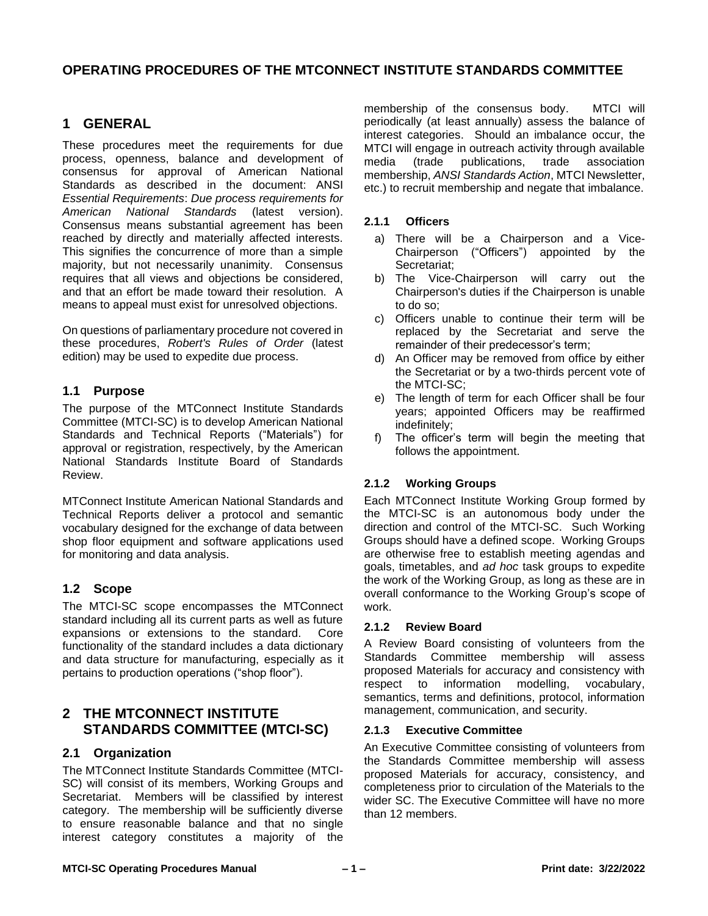# OPERATING PROCEDURES OF THE MTCONNECT INSTITUTE STANDARDS COMMITTEE

## 1 GENERAL

These procedures meet the requirements for due process, openness, balance and development of consensus for approval of American National Standards as described in the document: ANSI *Essential Requirements*: *Due process requirements for American National Standards* (latest version). Consensus means substantial agreement has been reached by directly and materially affected interests. This signifies the concurrence of more than a simple majority, but not necessarily unanimity. Consensus requires that all views and objections be considered, and that an effort be made toward their resolution. A means to appeal must exist for unresolved objections.

On questions of parliamentary procedure not covered in these procedures, *Robert's Rules of Order* (latest edition) may be used to expedite due process.

### 1.1 Purpose

The purpose of the MTConnect Institute Standards Committee (MTCI-SC) is to develop American National Standards and Technical Reports ("Materials") for approval or registration, respectively, by the American National Standards Institute Board of Standards Review.

MTConnect Institute American National Standards and Technical Reports deliver a protocol and semantic vocabulary designed for the exchange of data between shop floor equipment and software applications used for monitoring and data analysis.

### 1.2 Scope

The MTCI-SC scope encompasses the MTConnect standard including all its current parts as well as future expansions or extensions to the standard. Core functionality of the standard includes a data dictionary and data structure for manufacturing, especially as it pertains to production operations ("shop floor").

## 2 THE MTCONNECT INSTITUTE STANDARDS COMMITTEE (MTCI-SC)

### 2.1 Organization

The MTConnect Institute Standards Committee (MTCI-SC) will consist of its members, Working Groups and Secretariat. Members will be classified by interest category. The membership will be sufficiently diverse to ensure reasonable balance and that no single interest category constitutes a majority of the membership of the consensus body. MTCI will periodically (at least annually) assess the balance of interest categories. Should an imbalance occur, the MTCI will engage in outreach activity through available media (trade publications, trade association membership, *ANSI Standards Action*, MTCI Newsletter, etc.) to recruit membership and negate that imbalance.

#### 2.1.1 Officers

a) There will be a Chairperson and a Vice-Chairperson ("Officers") appointed by the Secretariat;
b) The Vice-Chairperson will carry out the Chairperson's duties if the Chairperson is unable to do so;
c) Officers unable to continue their term will be replaced by the Secretariat and serve the remainder of their predecessor's term;
d) An Officer may be removed from office by either the Secretariat or by a two-thirds percent vote of the MTCI-SC;
e) The length of term for each Officer shall be four years; appointed Officers may be reaffirmed indefinitely;
f) The officer's term will begin the meeting that follows the appointment.

#### 2.1.2 Working Groups

Each MTConnect Institute Working Group formed by the MTCI-SC is an autonomous body under the direction and control of the MTCI-SC. Such Working Groups should have a defined scope. Working Groups are otherwise free to establish meeting agendas and goals, timetables, and *ad hoc* task groups to expedite the work of the Working Group, as long as these are in overall conformance to the Working Group's scope of work.

#### 2.1.2 Review Board

A Review Board consisting of volunteers from the Standards Committee membership will assess proposed Materials for accuracy and consistency with respect to information modelling, vocabulary, semantics, terms and definitions, protocol, information management, communication, and security.

#### 2.1.3 Executive Committee

An Executive Committee consisting of volunteers from the Standards Committee membership will assess proposed Materials for accuracy, consistency, and completeness prior to circulation of the Materials to the wider SC. The Executive Committee will have no more than 12 members.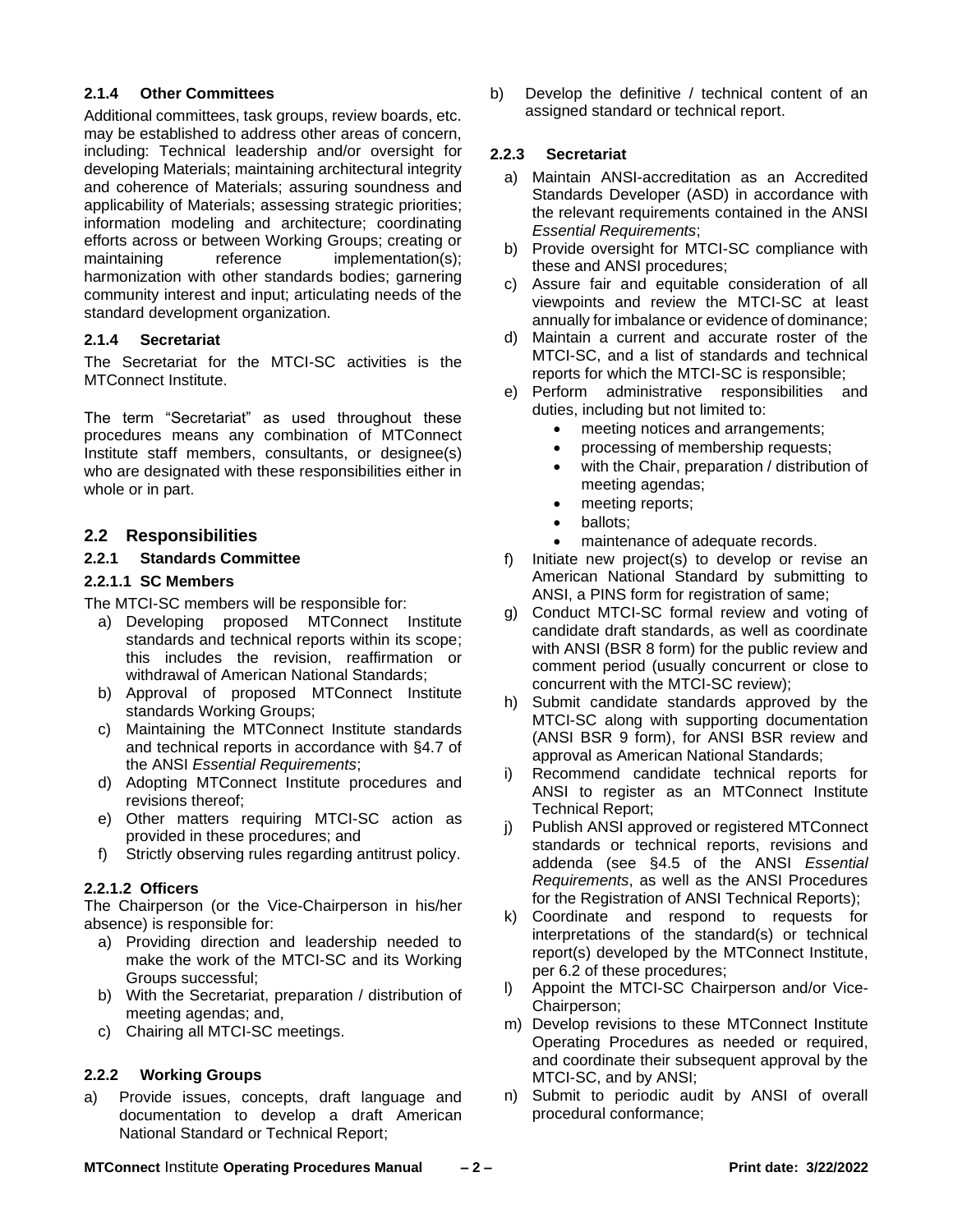### 2.1.4 Other Committees

Additional committees, task groups, review boards, etc. may be established to address other areas of concern, including: Technical leadership and/or oversight for developing Materials; maintaining architectural integrity and coherence of Materials; assuring soundness and applicability of Materials; assessing strategic priorities; information modeling and architecture; coordinating efforts across or between Working Groups; creating or maintaining reference implementation(s); harmonization with other standards bodies; garnering community interest and input; articulating needs of the standard development organization.

### 2.1.4 Secretariat

The Secretariat for the MTCI-SC activities is the MTConnect Institute.

The term "Secretariat" as used throughout these procedures means any combination of MTConnect Institute staff members, consultants, or designee(s) who are designated with these responsibilities either in whole or in part.

## 2.2 Responsibilities

### 2.2.1 Standards Committee

#### 2.2.1.1 SC Members

The MTCI-SC members will be responsible for:

a) Developing proposed MTConnect Institute standards and technical reports within its scope; this includes the revision, reaffirmation or withdrawal of American National Standards;
b) Approval of proposed MTConnect Institute standards Working Groups;
c) Maintaining the MTConnect Institute standards and technical reports in accordance with §4.7 of the ANSI *Essential Requirements*;
d) Adopting MTConnect Institute procedures and revisions thereof;
e) Other matters requiring MTCI-SC action as provided in these procedures; and
f) Strictly observing rules regarding antitrust policy.

#### 2.2.1.2 Officers

The Chairperson (or the Vice-Chairperson in his/her absence) is responsible for:

a) Providing direction and leadership needed to make the work of the MTCI-SC and its Working Groups successful;
b) With the Secretariat, preparation / distribution of meeting agendas; and,
c) Chairing all MTCI-SC meetings.

### 2.2.2 Working Groups

a) Provide issues, concepts, draft language and documentation to develop a draft American National Standard or Technical Report;
b) Develop the definitive / technical content of an assigned standard or technical report.

### 2.2.3 Secretariat

a) Maintain ANSI-accreditation as an Accredited Standards Developer (ASD) in accordance with the relevant requirements contained in the ANSI *Essential Requirements*;
b) Provide oversight for MTCI-SC compliance with these and ANSI procedures;
c) Assure fair and equitable consideration of all viewpoints and review the MTCI-SC at least annually for imbalance or evidence of dominance;
d) Maintain a current and accurate roster of the MTCI-SC, and a list of standards and technical reports for which the MTCI-SC is responsible;
e) Perform administrative responsibilities and duties, including but not limited to:
    - meeting notices and arrangements;
    - processing of membership requests;
    - with the Chair, preparation / distribution of meeting agendas;
    - meeting reports;
    - ballots;
    - maintenance of adequate records.
f) Initiate new project(s) to develop or revise an American National Standard by submitting to ANSI, a PINS form for registration of same;
g) Conduct MTCI-SC formal review and voting of candidate draft standards, as well as coordinate with ANSI (BSR 8 form) for the public review and comment period (usually concurrent or close to concurrent with the MTCI-SC review);
h) Submit candidate standards approved by the MTCI-SC along with supporting documentation (ANSI BSR 9 form), for ANSI BSR review and approval as American National Standards;
i) Recommend candidate technical reports for ANSI to register as an MTConnect Institute Technical Report;
j) Publish ANSI approved or registered MTConnect standards or technical reports, revisions and addenda (see §4.5 of the ANSI *Essential Requirements*, as well as the ANSI Procedures for the Registration of ANSI Technical Reports);
k) Coordinate and respond to requests for interpretations of the standard(s) or technical report(s) developed by the MTConnect Institute, per 6.2 of these procedures;
l) Appoint the MTCI-SC Chairperson and/or Vice-Chairperson;
m) Develop revisions to these MTConnect Institute Operating Procedures as needed or required, and coordinate their subsequent approval by the MTCI-SC, and by ANSI;
n) Submit to periodic audit by ANSI of overall procedural conformance;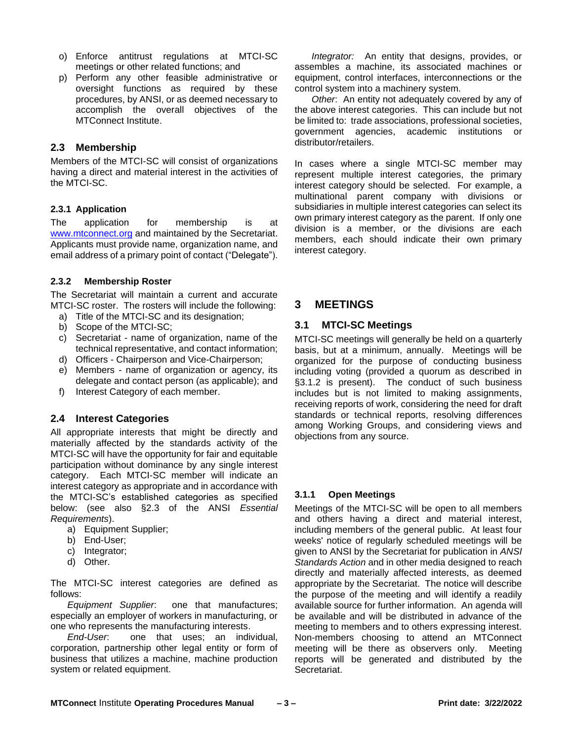o) Enforce antitrust regulations at MTCI-SC meetings or other related functions; and
p) Perform any other feasible administrative or oversight functions as required by these procedures, by ANSI, or as deemed necessary to accomplish the overall objectives of the MTConnect Institute.

## 2.3 Membership

Members of the MTCI-SC will consist of organizations having a direct and material interest in the activities of the MTCI-SC.

### 2.3.1 Application

The application for membership is at [www.mtconnect.org](http://www.mtconnect.org) and maintained by the Secretariat. Applicants must provide name, organization name, and email address of a primary point of contact ("Delegate").

### 2.3.2 Membership Roster

The Secretariat will maintain a current and accurate MTCI-SC roster. The rosters will include the following:

a) Title of the MTCI-SC and its designation;
b) Scope of the MTCI-SC;
c) Secretariat - name of organization, name of the technical representative, and contact information;
d) Officers - Chairperson and Vice-Chairperson;
e) Members - name of organization or agency, its delegate and contact person (as applicable); and
f) Interest Category of each member.

## 2.4 Interest Categories

All appropriate interests that might be directly and materially affected by the standards activity of the MTCI-SC will have the opportunity for fair and equitable participation without dominance by any single interest category. Each MTCI-SC member will indicate an interest category as appropriate and in accordance with the MTCI-SC's established categories as specified below: (see also §2.3 of the ANSI *Essential Requirements*).

a) Equipment Supplier;
b) End-User;
c) Integrator;
d) Other.

The MTCI-SC interest categories are defined as follows:

*Equipment Supplier*: one that manufactures; especially an employer of workers in manufacturing, or one who represents the manufacturing interests.

*End-User*: one that uses; an individual, corporation, partnership other legal entity or form of business that utilizes a machine, machine production system or related equipment.

*Integrator:* An entity that designs, provides, or assembles a machine, its associated machines or equipment, control interfaces, interconnections or the control system into a machinery system.

*Other*: An entity not adequately covered by any of the above interest categories. This can include but not be limited to: trade associations, professional societies, government agencies, academic institutions or distributor/retailers.

In cases where a single MTCI-SC member may represent multiple interest categories, the primary interest category should be selected. For example, a multinational parent company with divisions or subsidiaries in multiple interest categories can select its own primary interest category as the parent. If only one division is a member, or the divisions are each members, each should indicate their own primary interest category.

# 3 MEETINGS

## 3.1 MTCI-SC Meetings

MTCI-SC meetings will generally be held on a quarterly basis, but at a minimum, annually. Meetings will be organized for the purpose of conducting business including voting (provided a quorum as described in §3.1.2 is present). The conduct of such business includes but is not limited to making assignments, receiving reports of work, considering the need for draft standards or technical reports, resolving differences among Working Groups, and considering views and objections from any source.

### 3.1.1 Open Meetings

Meetings of the MTCI-SC will be open to all members and others having a direct and material interest, including members of the general public. At least four weeks' notice of regularly scheduled meetings will be given to ANSI by the Secretariat for publication in *ANSI Standards Action* and in other media designed to reach directly and materially affected interests, as deemed appropriate by the Secretariat. The notice will describe the purpose of the meeting and will identify a readily available source for further information. An agenda will be available and will be distributed in advance of the meeting to members and to others expressing interest. Non-members choosing to attend an MTConnect meeting will be there as observers only. Meeting reports will be generated and distributed by the Secretariat.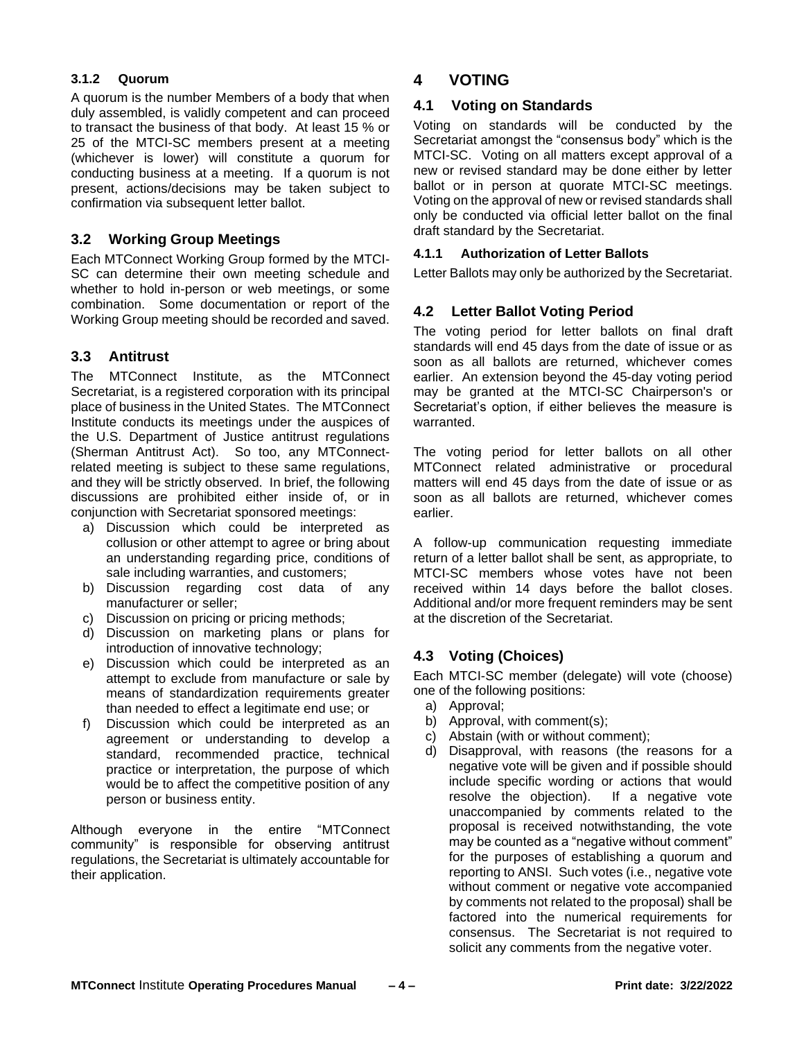#### 3.1.2 Quorum

A quorum is the number Members of a body that when duly assembled, is validly competent and can proceed to transact the business of that body. At least 15 % or 25 of the MTCI-SC members present at a meeting (whichever is lower) will constitute a quorum for conducting business at a meeting. If a quorum is not present, actions/decisions may be taken subject to confirmation via subsequent letter ballot.

### 3.2 Working Group Meetings

Each MTConnect Working Group formed by the MTCI-SC can determine their own meeting schedule and whether to hold in-person or web meetings, or some combination. Some documentation or report of the Working Group meeting should be recorded and saved.

### 3.3 Antitrust

The MTConnect Institute, as the MTConnect Secretariat, is a registered corporation with its principal place of business in the United States. The MTConnect Institute conducts its meetings under the auspices of the U.S. Department of Justice antitrust regulations (Sherman Antitrust Act). So too, any MTConnect-related meeting is subject to these same regulations, and they will be strictly observed. In brief, the following discussions are prohibited either inside of, or in conjunction with Secretariat sponsored meetings:

a) Discussion which could be interpreted as collusion or other attempt to agree or bring about an understanding regarding price, conditions of sale including warranties, and customers;
b) Discussion regarding cost data of any manufacturer or seller;
c) Discussion on pricing or pricing methods;
d) Discussion on marketing plans or plans for introduction of innovative technology;
e) Discussion which could be interpreted as an attempt to exclude from manufacture or sale by means of standardization requirements greater than needed to effect a legitimate end use; or
f) Discussion which could be interpreted as an agreement or understanding to develop a standard, recommended practice, technical practice or interpretation, the purpose of which would be to affect the competitive position of any person or business entity.

Although everyone in the entire "MTConnect community" is responsible for observing antitrust regulations, the Secretariat is ultimately accountable for their application.

## 4 VOTING

### 4.1 Voting on Standards

Voting on standards will be conducted by the Secretariat amongst the "consensus body" which is the MTCI-SC. Voting on all matters except approval of a new or revised standard may be done either by letter ballot or in person at quorate MTCI-SC meetings. Voting on the approval of new or revised standards shall only be conducted via official letter ballot on the final draft standard by the Secretariat.

#### 4.1.1 Authorization of Letter Ballots

Letter Ballots may only be authorized by the Secretariat.

### 4.2 Letter Ballot Voting Period

The voting period for letter ballots on final draft standards will end 45 days from the date of issue or as soon as all ballots are returned, whichever comes earlier. An extension beyond the 45-day voting period may be granted at the MTCI-SC Chairperson's or Secretariat's option, if either believes the measure is warranted.

The voting period for letter ballots on all other MTConnect related administrative or procedural matters will end 45 days from the date of issue or as soon as all ballots are returned, whichever comes earlier.

A follow-up communication requesting immediate return of a letter ballot shall be sent, as appropriate, to MTCI-SC members whose votes have not been received within 14 days before the ballot closes. Additional and/or more frequent reminders may be sent at the discretion of the Secretariat.

### 4.3 Voting (Choices)

Each MTCI-SC member (delegate) will vote (choose) one of the following positions:

a) Approval;
b) Approval, with comment(s);
c) Abstain (with or without comment);
d) Disapproval, with reasons (the reasons for a negative vote will be given and if possible should include specific wording or actions that would resolve the objection). If a negative vote unaccompanied by comments related to the proposal is received notwithstanding, the vote may be counted as a "negative without comment" for the purposes of establishing a quorum and reporting to ANSI. Such votes (i.e., negative vote without comment or negative vote accompanied by comments not related to the proposal) shall be factored into the numerical requirements for consensus. The Secretariat is not required to solicit any comments from the negative voter.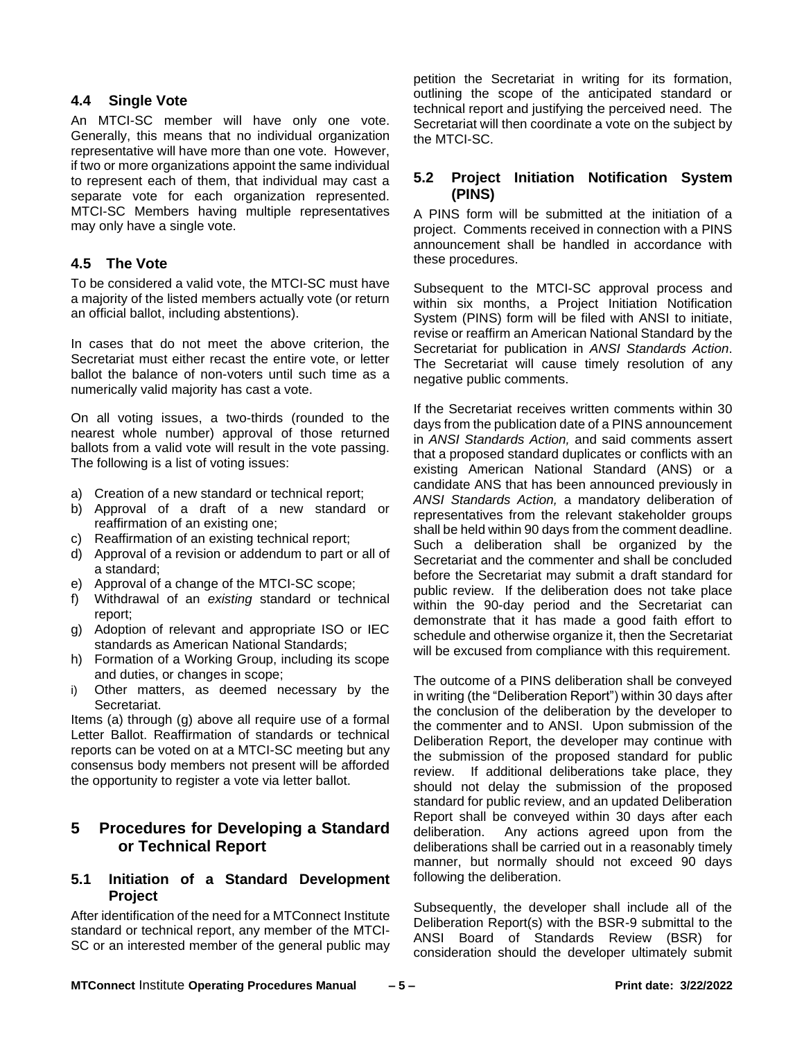### 4.4 Single Vote

An MTCI-SC member will have only one vote. Generally, this means that no individual organization representative will have more than one vote. However, if two or more organizations appoint the same individual to represent each of them, that individual may cast a separate vote for each organization represented. MTCI-SC Members having multiple representatives may only have a single vote.

### 4.5 The Vote

To be considered a valid vote, the MTCI-SC must have a majority of the listed members actually vote (or return an official ballot, including abstentions).

In cases that do not meet the above criterion, the Secretariat must either recast the entire vote, or letter ballot the balance of non-voters until such time as a numerically valid majority has cast a vote.

On all voting issues, a two-thirds (rounded to the nearest whole number) approval of those returned ballots from a valid vote will result in the vote passing. The following is a list of voting issues:

a) Creation of a new standard or technical report;
b) Approval of a draft of a new standard or reaffirmation of an existing one;
c) Reaffirmation of an existing technical report;
d) Approval of a revision or addendum to part or all of a standard;
e) Approval of a change of the MTCI-SC scope;
f) Withdrawal of an *existing* standard or technical report;
g) Adoption of relevant and appropriate ISO or IEC standards as American National Standards;
h) Formation of a Working Group, including its scope and duties, or changes in scope;
i) Other matters, as deemed necessary by the Secretariat.

Items (a) through (g) above all require use of a formal Letter Ballot. Reaffirmation of standards or technical reports can be voted on at a MTCI-SC meeting but any consensus body members not present will be afforded the opportunity to register a vote via letter ballot.

## 5 Procedures for Developing a Standard or Technical Report

### 5.1 Initiation of a Standard Development Project

After identification of the need for a MTConnect Institute standard or technical report, any member of the MTCI-SC or an interested member of the general public may petition the Secretariat in writing for its formation, outlining the scope of the anticipated standard or technical report and justifying the perceived need. The Secretariat will then coordinate a vote on the subject by the MTCI-SC.

### 5.2 Project Initiation Notification System (PINS)

A PINS form will be submitted at the initiation of a project. Comments received in connection with a PINS announcement shall be handled in accordance with these procedures.

Subsequent to the MTCI-SC approval process and within six months, a Project Initiation Notification System (PINS) form will be filed with ANSI to initiate, revise or reaffirm an American National Standard by the Secretariat for publication in *ANSI Standards Action*. The Secretariat will cause timely resolution of any negative public comments.

If the Secretariat receives written comments within 30 days from the publication date of a PINS announcement in *ANSI Standards Action,* and said comments assert that a proposed standard duplicates or conflicts with an existing American National Standard (ANS) or a candidate ANS that has been announced previously in *ANSI Standards Action,* a mandatory deliberation of representatives from the relevant stakeholder groups shall be held within 90 days from the comment deadline. Such a deliberation shall be organized by the Secretariat and the commenter and shall be concluded before the Secretariat may submit a draft standard for public review. If the deliberation does not take place within the 90-day period and the Secretariat can demonstrate that it has made a good faith effort to schedule and otherwise organize it, then the Secretariat will be excused from compliance with this requirement.

The outcome of a PINS deliberation shall be conveyed in writing (the "Deliberation Report") within 30 days after the conclusion of the deliberation by the developer to the commenter and to ANSI. Upon submission of the Deliberation Report, the developer may continue with the submission of the proposed standard for public review. If additional deliberations take place, they should not delay the submission of the proposed standard for public review, and an updated Deliberation Report shall be conveyed within 30 days after each deliberation. Any actions agreed upon from the deliberations shall be carried out in a reasonably timely manner, but normally should not exceed 90 days following the deliberation.

Subsequently, the developer shall include all of the Deliberation Report(s) with the BSR-9 submittal to the ANSI Board of Standards Review (BSR) for consideration should the developer ultimately submit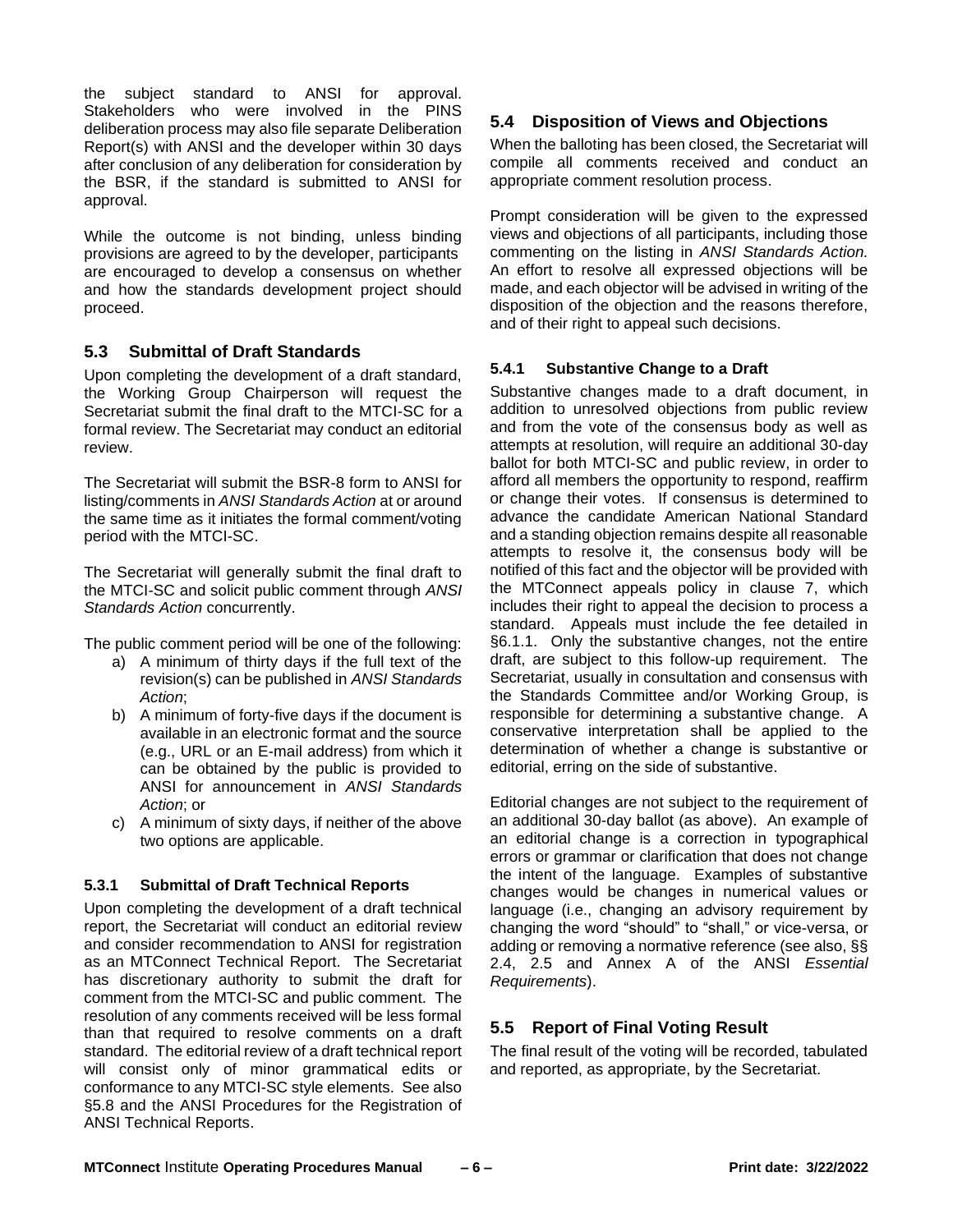the subject standard to ANSI for approval. Stakeholders who were involved in the PINS deliberation process may also file separate Deliberation Report(s) with ANSI and the developer within 30 days after conclusion of any deliberation for consideration by the BSR, if the standard is submitted to ANSI for approval.

While the outcome is not binding, unless binding provisions are agreed to by the developer, participants are encouraged to develop a consensus on whether and how the standards development project should proceed.

## 5.3 Submittal of Draft Standards

Upon completing the development of a draft standard, the Working Group Chairperson will request the Secretariat submit the final draft to the MTCI-SC for a formal review. The Secretariat may conduct an editorial review.

The Secretariat will submit the BSR-8 form to ANSI for listing/comments in *ANSI Standards Action* at or around the same time as it initiates the formal comment/voting period with the MTCI-SC.

The Secretariat will generally submit the final draft to the MTCI-SC and solicit public comment through *ANSI Standards Action* concurrently.

The public comment period will be one of the following:

a) A minimum of thirty days if the full text of the revision(s) can be published in *ANSI Standards Action*;
b) A minimum of forty-five days if the document is available in an electronic format and the source (e.g., URL or an E-mail address) from which it can be obtained by the public is provided to ANSI for announcement in *ANSI Standards Action*; or
c) A minimum of sixty days, if neither of the above two options are applicable.

### 5.3.1 Submittal of Draft Technical Reports

Upon completing the development of a draft technical report, the Secretariat will conduct an editorial review and consider recommendation to ANSI for registration as an MTConnect Technical Report. The Secretariat has discretionary authority to submit the draft for comment from the MTCI-SC and public comment. The resolution of any comments received will be less formal than that required to resolve comments on a draft standard. The editorial review of a draft technical report will consist only of minor grammatical edits or conformance to any MTCI-SC style elements. See also §5.8 and the ANSI Procedures for the Registration of ANSI Technical Reports.

## 5.4 Disposition of Views and Objections

When the balloting has been closed, the Secretariat will compile all comments received and conduct an appropriate comment resolution process.

Prompt consideration will be given to the expressed views and objections of all participants, including those commenting on the listing in *ANSI Standards Action.* An effort to resolve all expressed objections will be made, and each objector will be advised in writing of the disposition of the objection and the reasons therefore, and of their right to appeal such decisions.

### 5.4.1 Substantive Change to a Draft

Substantive changes made to a draft document, in addition to unresolved objections from public review and from the vote of the consensus body as well as attempts at resolution, will require an additional 30-day ballot for both MTCI-SC and public review, in order to afford all members the opportunity to respond, reaffirm or change their votes. If consensus is determined to advance the candidate American National Standard and a standing objection remains despite all reasonable attempts to resolve it, the consensus body will be notified of this fact and the objector will be provided with the MTConnect appeals policy in clause 7, which includes their right to appeal the decision to process a standard. Appeals must include the fee detailed in §6.1.1. Only the substantive changes, not the entire draft, are subject to this follow-up requirement. The Secretariat, usually in consultation and consensus with the Standards Committee and/or Working Group, is responsible for determining a substantive change. A conservative interpretation shall be applied to the determination of whether a change is substantive or editorial, erring on the side of substantive.

Editorial changes are not subject to the requirement of an additional 30-day ballot (as above). An example of an editorial change is a correction in typographical errors or grammar or clarification that does not change the intent of the language. Examples of substantive changes would be changes in numerical values or language (i.e., changing an advisory requirement by changing the word "should" to "shall," or vice-versa, or adding or removing a normative reference (see also, §§ 2.4, 2.5 and Annex A of the ANSI *Essential Requirements*).

## 5.5 Report of Final Voting Result

The final result of the voting will be recorded, tabulated and reported, as appropriate, by the Secretariat.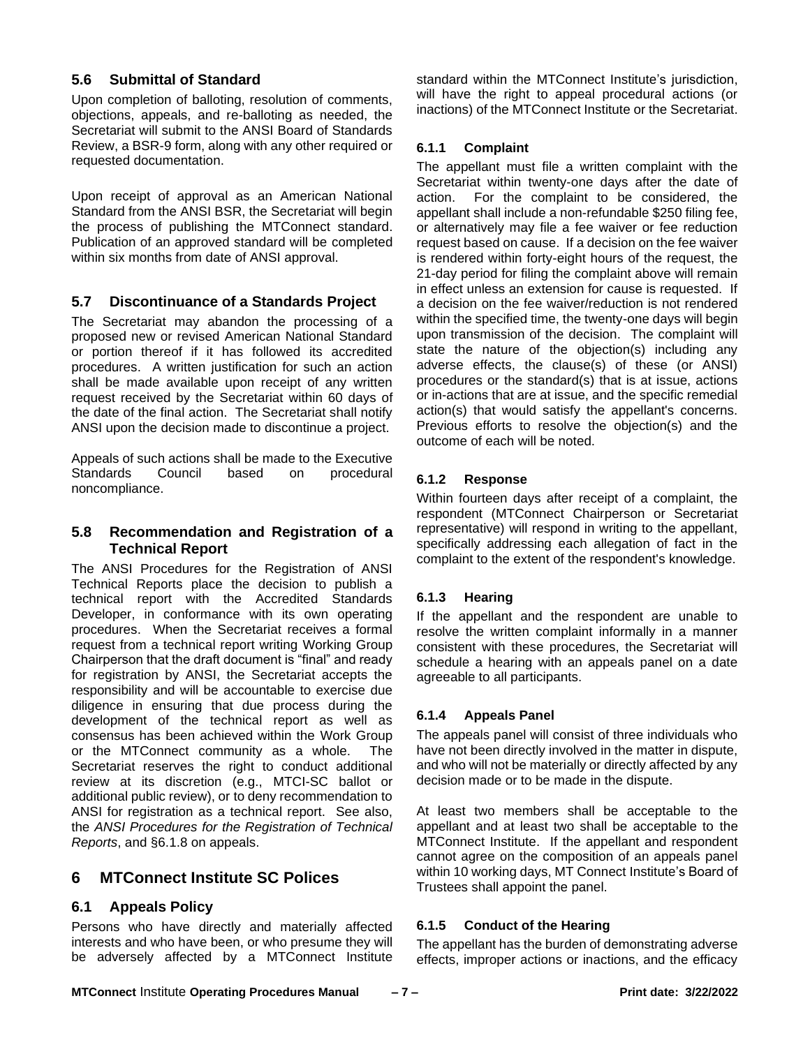## 5.6 Submittal of Standard

Upon completion of balloting, resolution of comments, objections, appeals, and re-balloting as needed, the Secretariat will submit to the ANSI Board of Standards Review, a BSR-9 form, along with any other required or requested documentation.

Upon receipt of approval as an American National Standard from the ANSI BSR, the Secretariat will begin the process of publishing the MTConnect standard. Publication of an approved standard will be completed within six months from date of ANSI approval.

## 5.7 Discontinuance of a Standards Project

The Secretariat may abandon the processing of a proposed new or revised American National Standard or portion thereof if it has followed its accredited procedures. A written justification for such an action shall be made available upon receipt of any written request received by the Secretariat within 60 days of the date of the final action. The Secretariat shall notify ANSI upon the decision made to discontinue a project.

Appeals of such actions shall be made to the Executive Standards Council based on procedural noncompliance.

## 5.8 Recommendation and Registration of a Technical Report

The ANSI Procedures for the Registration of ANSI Technical Reports place the decision to publish a technical report with the Accredited Standards Developer, in conformance with its own operating procedures. When the Secretariat receives a formal request from a technical report writing Working Group Chairperson that the draft document is "final" and ready for registration by ANSI, the Secretariat accepts the responsibility and will be accountable to exercise due diligence in ensuring that due process during the development of the technical report as well as consensus has been achieved within the Work Group or the MTConnect community as a whole. The Secretariat reserves the right to conduct additional review at its discretion (e.g., MTCI-SC ballot or additional public review), or to deny recommendation to ANSI for registration as a technical report. See also, the *ANSI Procedures for the Registration of Technical Reports*, and §6.1.8 on appeals.

# 6 MTConnect Institute SC Polices

## 6.1 Appeals Policy

Persons who have directly and materially affected interests and who have been, or who presume they will be adversely affected by a MTConnect Institute standard within the MTConnect Institute's jurisdiction, will have the right to appeal procedural actions (or inactions) of the MTConnect Institute or the Secretariat.

### 6.1.1 Complaint

The appellant must file a written complaint with the Secretariat within twenty-one days after the date of action. For the complaint to be considered, the appellant shall include a non-refundable $250 filing fee, or alternatively may file a fee waiver or fee reduction request based on cause. If a decision on the fee waiver is rendered within forty-eight hours of the request, the 21-day period for filing the complaint above will remain in effect unless an extension for cause is requested. If a decision on the fee waiver/reduction is not rendered within the specified time, the twenty-one days will begin upon transmission of the decision. The complaint will state the nature of the objection(s) including any adverse effects, the clause(s) of these (or ANSI) procedures or the standard(s) that is at issue, actions or in-actions that are at issue, and the specific remedial action(s) that would satisfy the appellant's concerns. Previous efforts to resolve the objection(s) and the outcome of each will be noted.

### 6.1.2 Response

Within fourteen days after receipt of a complaint, the respondent (MTConnect Chairperson or Secretariat representative) will respond in writing to the appellant, specifically addressing each allegation of fact in the complaint to the extent of the respondent's knowledge.

### 6.1.3 Hearing

If the appellant and the respondent are unable to resolve the written complaint informally in a manner consistent with these procedures, the Secretariat will schedule a hearing with an appeals panel on a date agreeable to all participants.

### 6.1.4 Appeals Panel

The appeals panel will consist of three individuals who have not been directly involved in the matter in dispute, and who will not be materially or directly affected by any decision made or to be made in the dispute.

At least two members shall be acceptable to the appellant and at least two shall be acceptable to the MTConnect Institute. If the appellant and respondent cannot agree on the composition of an appeals panel within 10 working days, MT Connect Institute's Board of Trustees shall appoint the panel.

### 6.1.5 Conduct of the Hearing

The appellant has the burden of demonstrating adverse effects, improper actions or inactions, and the efficacy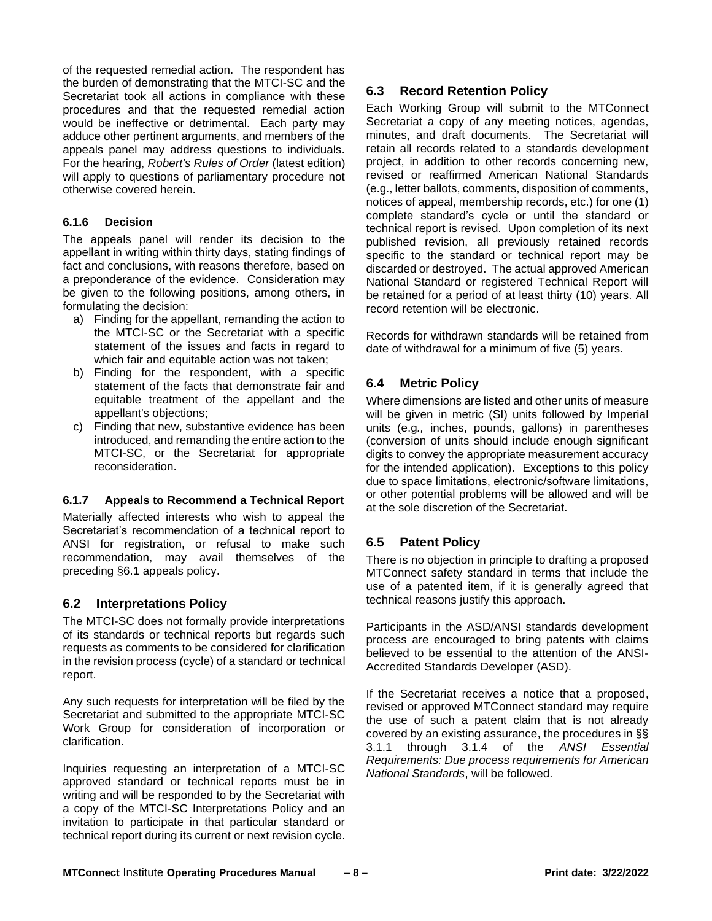of the requested remedial action. The respondent has the burden of demonstrating that the MTCI-SC and the Secretariat took all actions in compliance with these procedures and that the requested remedial action would be ineffective or detrimental. Each party may adduce other pertinent arguments, and members of the appeals panel may address questions to individuals. For the hearing, *Robert's Rules of Order* (latest edition) will apply to questions of parliamentary procedure not otherwise covered herein.

### 6.1.6 Decision

The appeals panel will render its decision to the appellant in writing within thirty days, stating findings of fact and conclusions, with reasons therefore, based on a preponderance of the evidence. Consideration may be given to the following positions, among others, in formulating the decision:

a) Finding for the appellant, remanding the action to the MTCI-SC or the Secretariat with a specific statement of the issues and facts in regard to which fair and equitable action was not taken;
b) Finding for the respondent, with a specific statement of the facts that demonstrate fair and equitable treatment of the appellant and the appellant's objections;
c) Finding that new, substantive evidence has been introduced, and remanding the entire action to the MTCI-SC, or the Secretariat for appropriate reconsideration.

### 6.1.7 Appeals to Recommend a Technical Report

Materially affected interests who wish to appeal the Secretariat's recommendation of a technical report to ANSI for registration, or refusal to make such recommendation, may avail themselves of the preceding §6.1 appeals policy.

## 6.2 Interpretations Policy

The MTCI-SC does not formally provide interpretations of its standards or technical reports but regards such requests as comments to be considered for clarification in the revision process (cycle) of a standard or technical report.

Any such requests for interpretation will be filed by the Secretariat and submitted to the appropriate MTCI-SC Work Group for consideration of incorporation or clarification.

Inquiries requesting an interpretation of a MTCI-SC approved standard or technical reports must be in writing and will be responded to by the Secretariat with a copy of the MTCI-SC Interpretations Policy and an invitation to participate in that particular standard or technical report during its current or next revision cycle.

## 6.3 Record Retention Policy

Each Working Group will submit to the MTConnect Secretariat a copy of any meeting notices, agendas, minutes, and draft documents. The Secretariat will retain all records related to a standards development project, in addition to other records concerning new, revised or reaffirmed American National Standards (e.g., letter ballots, comments, disposition of comments, notices of appeal, membership records, etc.) for one (1) complete standard's cycle or until the standard or technical report is revised. Upon completion of its next published revision, all previously retained records specific to the standard or technical report may be discarded or destroyed. The actual approved American National Standard or registered Technical Report will be retained for a period of at least thirty (10) years. All record retention will be electronic.

Records for withdrawn standards will be retained from date of withdrawal for a minimum of five (5) years.

## 6.4 Metric Policy

Where dimensions are listed and other units of measure will be given in metric (SI) units followed by Imperial units (e.g*.,* inches, pounds, gallons) in parentheses (conversion of units should include enough significant digits to convey the appropriate measurement accuracy for the intended application). Exceptions to this policy due to space limitations, electronic/software limitations, or other potential problems will be allowed and will be at the sole discretion of the Secretariat.

## 6.5 Patent Policy

There is no objection in principle to drafting a proposed MTConnect safety standard in terms that include the use of a patented item, if it is generally agreed that technical reasons justify this approach.

Participants in the ASD/ANSI standards development process are encouraged to bring patents with claims believed to be essential to the attention of the ANSI-Accredited Standards Developer (ASD).

If the Secretariat receives a notice that a proposed, revised or approved MTConnect standard may require the use of such a patent claim that is not already covered by an existing assurance, the procedures in §§ 3.1.1 through 3.1.4 of the *ANSI Essential Requirements: Due process requirements for American National Standards*, will be followed.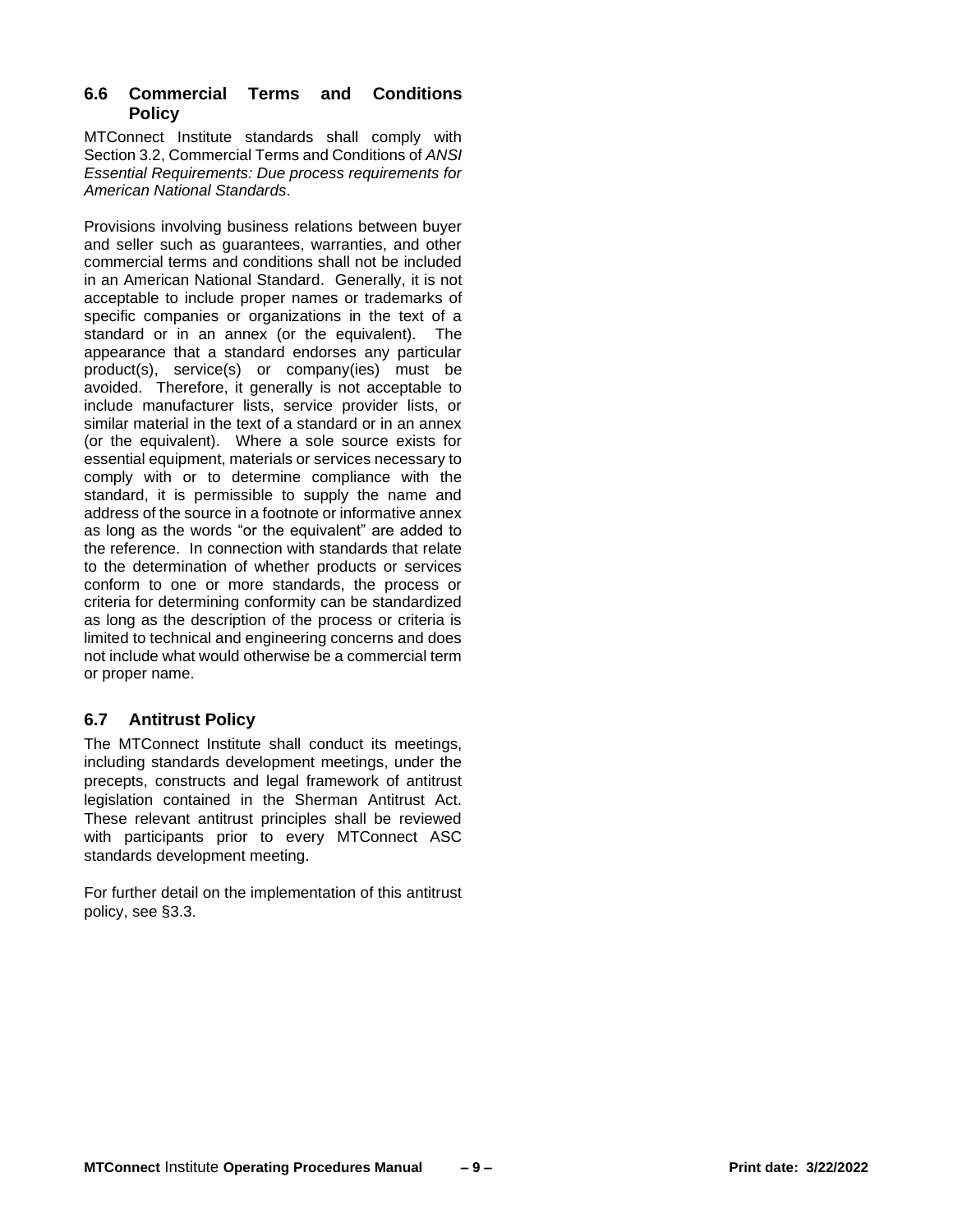## 6.6 Commercial Terms and Conditions Policy

MTConnect Institute standards shall comply with Section 3.2, Commercial Terms and Conditions of *ANSI Essential Requirements: Due process requirements for American National Standards*.

Provisions involving business relations between buyer and seller such as guarantees, warranties, and other commercial terms and conditions shall not be included in an American National Standard. Generally, it is not acceptable to include proper names or trademarks of specific companies or organizations in the text of a standard or in an annex (or the equivalent). The appearance that a standard endorses any particular product(s), service(s) or company(ies) must be avoided. Therefore, it generally is not acceptable to include manufacturer lists, service provider lists, or similar material in the text of a standard or in an annex (or the equivalent). Where a sole source exists for essential equipment, materials or services necessary to comply with or to determine compliance with the standard, it is permissible to supply the name and address of the source in a footnote or informative annex as long as the words "or the equivalent" are added to the reference. In connection with standards that relate to the determination of whether products or services conform to one or more standards, the process or criteria for determining conformity can be standardized as long as the description of the process or criteria is limited to technical and engineering concerns and does not include what would otherwise be a commercial term or proper name.

## 6.7 Antitrust Policy

The MTConnect Institute shall conduct its meetings, including standards development meetings, under the precepts, constructs and legal framework of antitrust legislation contained in the Sherman Antitrust Act. These relevant antitrust principles shall be reviewed with participants prior to every MTConnect ASC standards development meeting.

For further detail on the implementation of this antitrust policy, see §3.3.